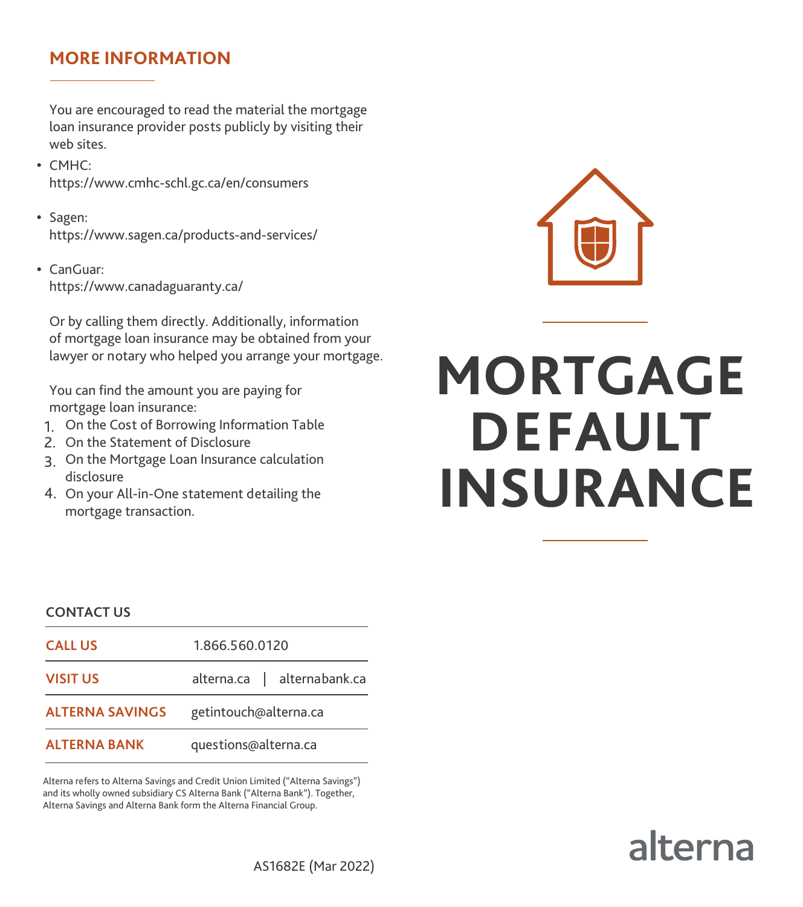## MORE INFORMATION

You are encouraged to read the material the mortgage loan insurance provider posts publicly by visiting their web sites.

- CMHC:
  https://www.cmhc-schl.gc.ca/en/consumers
- Sagen:
  https://www.sagen.ca/products-and-services/
- CanGuar:
  https://www.canadaguaranty.ca/

Or by calling them directly. Additionally, information of mortgage loan insurance may be obtained from your lawyer or notary who helped you arrange your mortgage.

You can find the amount you are paying for mortgage loan insurance:

1. On the Cost of Borrowing Information Table
2. On the Statement of Disclosure
3. On the Mortgage Loan Insurance calculation disclosure
4. On your All-in-One statement detailing the mortgage transaction.

### CONTACT US

| | |
|---|---|
| **CALL US** | 1.866.560.0120 |
| **VISIT US** | alterna.ca \| alternabank.ca |
| **ALTERNA SAVINGS** | getintouch@alterna.ca |
| **ALTERNA BANK** | questions@alterna.ca |

Alterna refers to Alterna Savings and Credit Union Limited ("Alterna Savings") and its wholly owned subsidiary CS Alterna Bank ("Alterna Bank"). Together, Alterna Savings and Alterna Bank form the Alterna Financial Group.

AS1682E (Mar 2022)

# MORTGAGE DEFAULT INSURANCE

alterna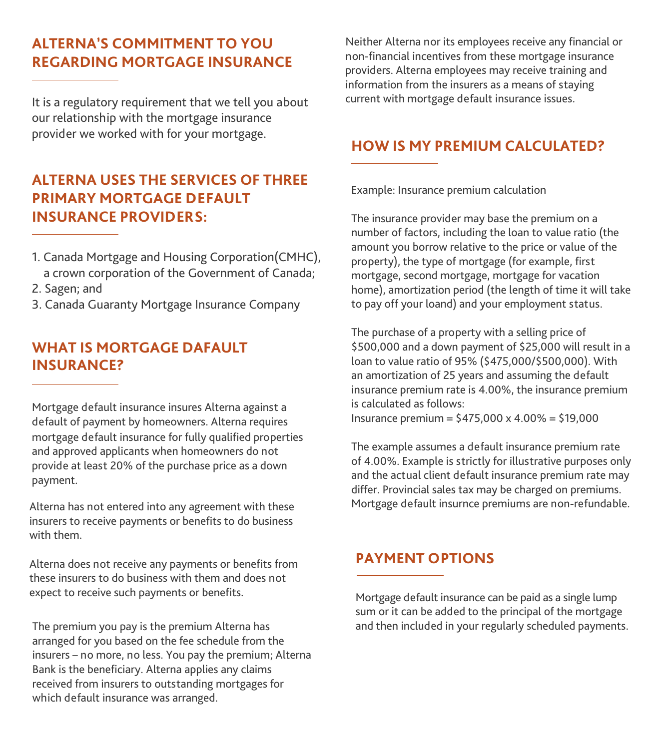## ALTERNA'S COMMITMENT TO YOU REGARDING MORTGAGE INSURANCE

It is a regulatory requirement that we tell you about our relationship with the mortgage insurance provider we worked with for your mortgage.

## ALTERNA USES THE SERVICES OF THREE PRIMARY MORTGAGE DEFAULT INSURANCE PROVIDERS:

1. Canada Mortgage and Housing Corporation(CMHC), a crown corporation of the Government of Canada;
2. Sagen; and
3. Canada Guaranty Mortgage Insurance Company

## WHAT IS MORTGAGE DAFAULT INSURANCE?

Mortgage default insurance insures Alterna against a default of payment by homeowners. Alterna requires mortgage default insurance for fully qualified properties and approved applicants when homeowners do not provide at least 20% of the purchase price as a down payment.

Alterna has not entered into any agreement with these insurers to receive payments or benefits to do business with them.

Alterna does not receive any payments or benefits from these insurers to do business with them and does not expect to receive such payments or benefits.

The premium you pay is the premium Alterna has arranged for you based on the fee schedule from the insurers – no more, no less. You pay the premium; Alterna Bank is the beneficiary. Alterna applies any claims received from insurers to outstanding mortgages for which default insurance was arranged.

Neither Alterna nor its employees receive any financial or non-financial incentives from these mortgage insurance providers. Alterna employees may receive training and information from the insurers as a means of staying current with mortgage default insurance issues.

## HOW IS MY PREMIUM CALCULATED?

Example: Insurance premium calculation

The insurance provider may base the premium on a number of factors, including the loan to value ratio (the amount you borrow relative to the price or value of the property), the type of mortgage (for example, first mortgage, second mortgage, mortgage for vacation home), amortization period (the length of time it will take to pay off your loand) and your employment status.

The purchase of a property with a selling price of $500,000 and a down payment of $25,000 will result in a loan to value ratio of 95% ($475,000/$500,000). With an amortization of 25 years and assuming the default insurance premium rate is 4.00%, the insurance premium is calculated as follows:
Insurance premium = $475,000 x 4.00% = $19,000

The example assumes a default insurance premium rate of 4.00%. Example is strictly for illustrative purposes only and the actual client default insurance premium rate may differ. Provincial sales tax may be charged on premiums. Mortgage default insurnce premiums are non-refundable.

## PAYMENT OPTIONS

Mortgage default insurance can be paid as a single lump sum or it can be added to the principal of the mortgage and then included in your regularly scheduled payments.